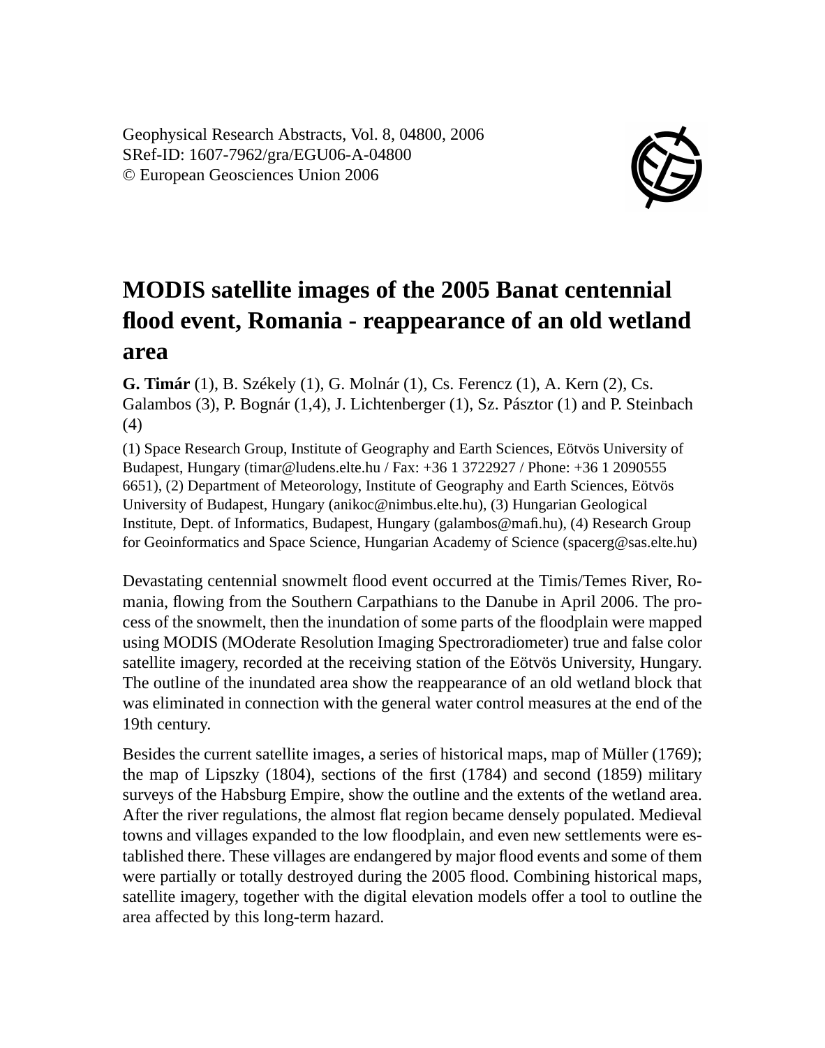# MODIS satellite images of the 2005 Banat centennial flood event, Romania - reappearance of an old wetland area

**G. Timár** (1), B. Székely (1), G. Molnár (1), Cs. Ferencz (1), A. Kern (2), Cs. Galambos (3), P. Bognár (1,4), J. Lichtenberger (1), Sz. Pásztor (1) and P. Steinbach (4)

(1) Space Research Group, Institute of Geography and Earth Sciences, Eötvös University of Budapest, Hungary (timar@ludens.elte.hu / Fax: +36 1 3722927 / Phone: +36 1 2090555 6651), (2) Department of Meteorology, Institute of Geography and Earth Sciences, Eötvös University of Budapest, Hungary (anikoc@nimbus.elte.hu), (3) Hungarian Geological Institute, Dept. of Informatics, Budapest, Hungary (galambos@mafi.hu), (4) Research Group for Geoinformatics and Space Science, Hungarian Academy of Science (spacerg@sas.elte.hu)

Devastating centennial snowmelt flood event occurred at the Timis/Temes River, Romania, flowing from the Southern Carpathians to the Danube in April 2006. The process of the snowmelt, then the inundation of some parts of the floodplain were mapped using MODIS (MOderate Resolution Imaging Spectroradiometer) true and false color satellite imagery, recorded at the receiving station of the Eötvös University, Hungary. The outline of the inundated area show the reappearance of an old wetland block that was eliminated in connection with the general water control measures at the end of the 19th century.

Besides the current satellite images, a series of historical maps, map of Müller (1769); the map of Lipszky (1804), sections of the first (1784) and second (1859) military surveys of the Habsburg Empire, show the outline and the extents of the wetland area. After the river regulations, the almost flat region became densely populated. Medieval towns and villages expanded to the low floodplain, and even new settlements were established there. These villages are endangered by major flood events and some of them were partially or totally destroyed during the 2005 flood. Combining historical maps, satellite imagery, together with the digital elevation models offer a tool to outline the area affected by this long-term hazard.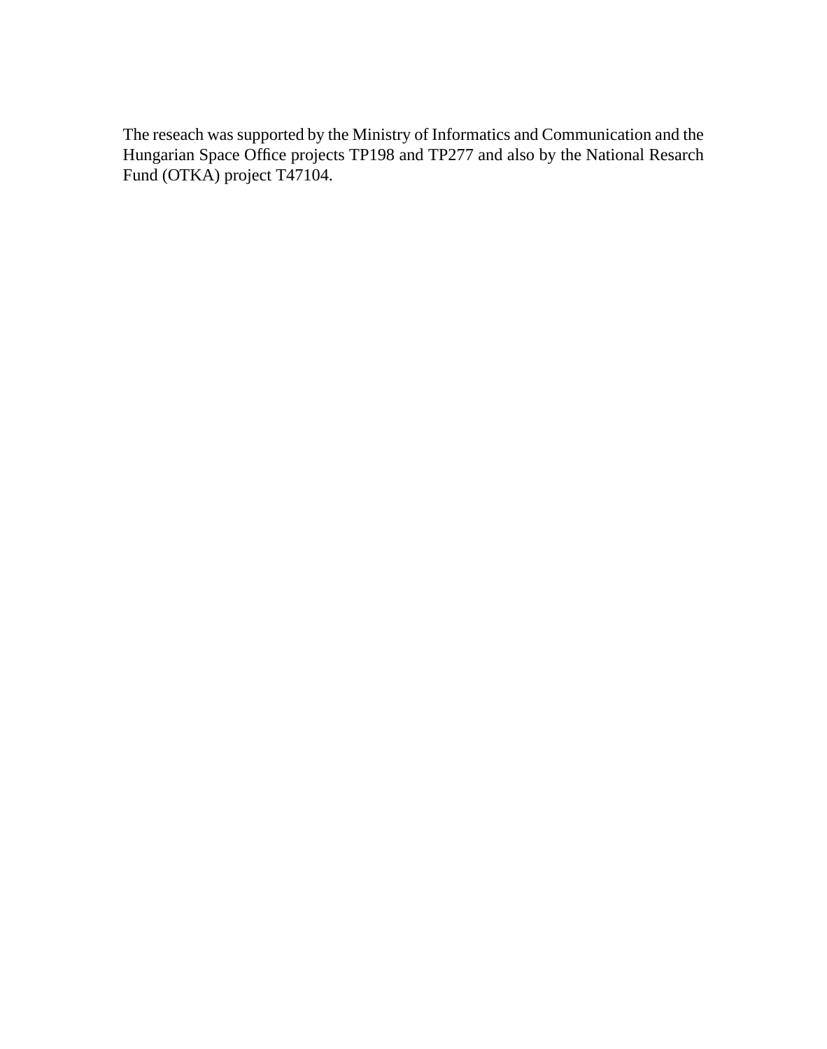The reseach was supported by the Ministry of Informatics and Communication and the Hungarian Space Office projects TP198 and TP277 and also by the National Resarch Fund (OTKA) project T47104.